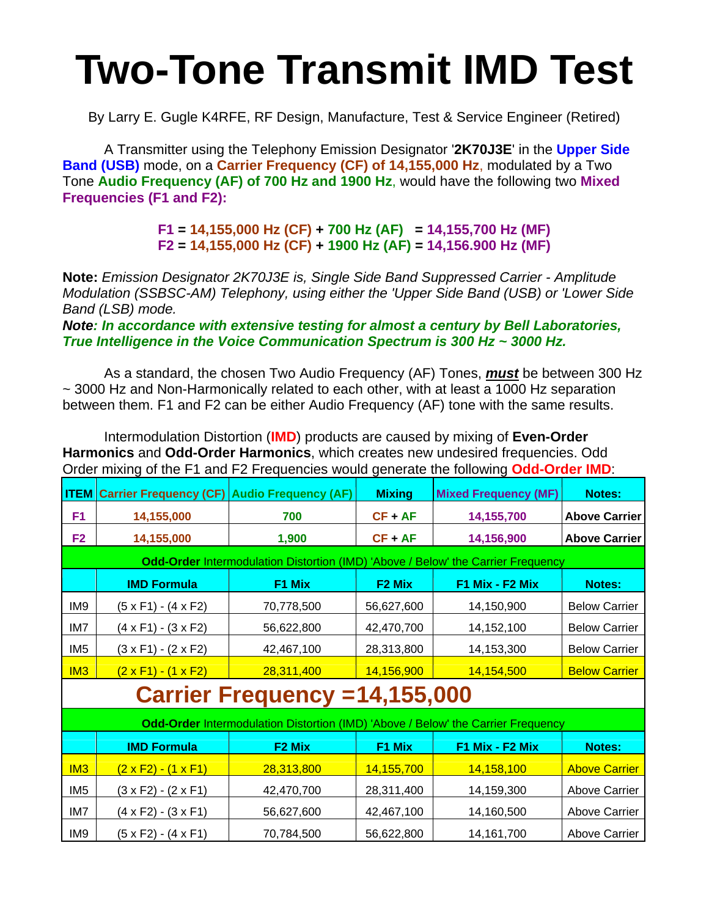# Two-Tone Transmit IMD Test

By Larry E. Gugle K4RFE, RF Design, Manufacture, Test & Service Engineer (Retired)

A Transmitter using the Telephony Emission Designator '**2K70J3E**' in the **Upper Side Band (USB)** mode, on a **Carrier Frequency (CF) of 14,155,000 Hz**, modulated by a Two Tone **Audio Frequency (AF) of 700 Hz and 1900 Hz**, would have the following two **Mixed Frequencies (F1 and F2):**

**F1 = 14,155,000 Hz (CF) + 700 Hz (AF) = 14,155,700 Hz (MF)**
**F2 = 14,155,000 Hz (CF) + 1900 Hz (AF) = 14,156.900 Hz (MF)**

**Note:** *Emission Designator 2K70J3E is, Single Side Band Suppressed Carrier - Amplitude Modulation (SSBSC-AM) Telephony, using either the 'Upper Side Band (USB) or 'Lower Side Band (LSB) mode.*
***Note: In accordance with extensive testing for almost a century by Bell Laboratories, True Intelligence in the Voice Communication Spectrum is 300 Hz ~ 3000 Hz.***

As a standard, the chosen Two Audio Frequency (AF) Tones, ***must*** be between 300 Hz ~ 3000 Hz and Non-Harmonically related to each other, with at least a 1000 Hz separation between them. F1 and F2 can be either Audio Frequency (AF) tone with the same results.

Intermodulation Distortion (**IMD**) products are caused by mixing of **Even-Order Harmonics** and **Odd-Order Harmonics**, which creates new undesired frequencies. Odd Order mixing of the F1 and F2 Frequencies would generate the following **Odd-Order IMD**:

| ITEM | Carrier Frequency (CF) | Audio Frequency (AF) | Mixing | Mixed Frequency (MF) | Notes: |
|---|---|---|---|---|---|
| F1 | 14,155,000 | 700 | CF + AF | 14,155,700 | Above Carrier |
| F2 | 14,155,000 | 1,900 | CF + AF | 14,156,900 | Above Carrier |
| **Odd-Order** Intermodulation Distortion (IMD) 'Above / Below' the Carrier Frequency | | | | | |
| | **IMD Formula** | **F1 Mix** | **F2 Mix** | **F1 Mix - F2 Mix** | **Notes:** |
| IM9 | (5 x F1) - (4 x F2) | 70,778,500 | 56,627,600 | 14,150,900 | Below Carrier |
| IM7 | (4 x F1) - (3 x F2) | 56,622,800 | 42,470,700 | 14,152,100 | Below Carrier |
| IM5 | (3 x F1) - (2 x F2) | 42,467,100 | 28,313,800 | 14,153,300 | Below Carrier |
| IM3 | (2 x F1) - (1 x F2) | 28,311,400 | 14,156,900 | 14,154,500 | Below Carrier |
| **Carrier Frequency =14,155,000** | | | | | |
| **Odd-Order** Intermodulation Distortion (IMD) 'Above / Below' the Carrier Frequency | | | | | |
| | **IMD Formula** | **F2 Mix** | **F1 Mix** | **F1 Mix - F2 Mix** | **Notes:** |
| IM3 | (2 x F2) - (1 x F1) | 28,313,800 | 14,155,700 | 14,158,100 | Above Carrier |
| IM5 | (3 x F2) - (2 x F1) | 42,470,700 | 28,311,400 | 14,159,300 | Above Carrier |
| IM7 | (4 x F2) - (3 x F1) | 56,627,600 | 42,467,100 | 14,160,500 | Above Carrier |
| IM9 | (5 x F2) - (4 x F1) | 70,784,500 | 56,622,800 | 14,161,700 | Above Carrier |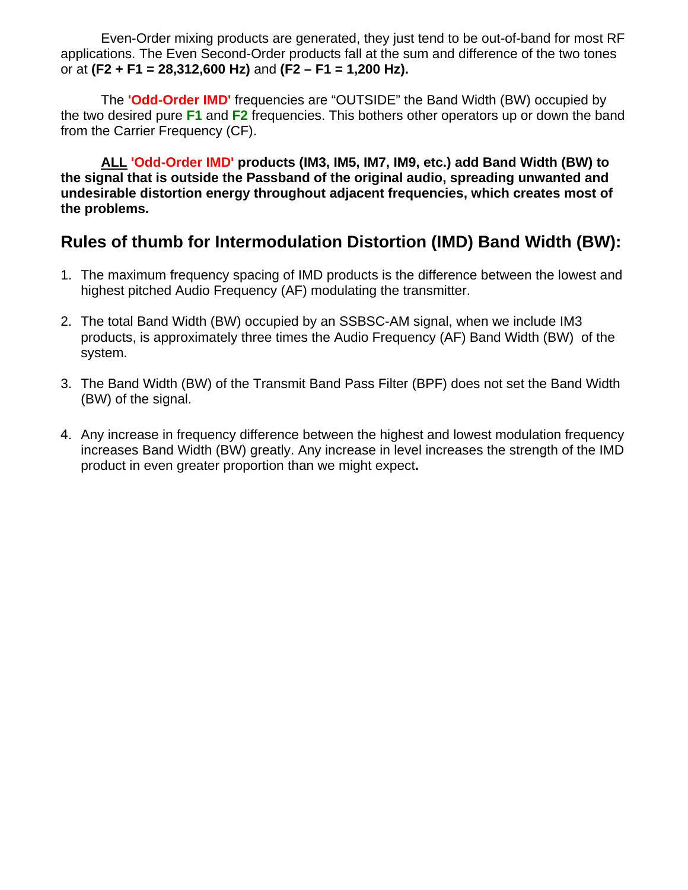Even-Order mixing products are generated, they just tend to be out-of-band for most RF applications. The Even Second-Order products fall at the sum and difference of the two tones or at **(F2 + F1 = 28,312,600 Hz)** and **(F2 – F1 = 1,200 Hz).**

The **'Odd-Order IMD'** frequencies are "OUTSIDE" the Band Width (BW) occupied by the two desired pure **F1** and **F2** frequencies. This bothers other operators up or down the band from the Carrier Frequency (CF).

**ALL 'Odd-Order IMD' products (IM3, IM5, IM7, IM9, etc.) add Band Width (BW) to the signal that is outside the Passband of the original audio, spreading unwanted and undesirable distortion energy throughout adjacent frequencies, which creates most of the problems.**

## Rules of thumb for Intermodulation Distortion (IMD) Band Width (BW):

1. The maximum frequency spacing of IMD products is the difference between the lowest and highest pitched Audio Frequency (AF) modulating the transmitter.

2. The total Band Width (BW) occupied by an SSBSC-AM signal, when we include IM3 products, is approximately three times the Audio Frequency (AF) Band Width (BW) of the system.

3. The Band Width (BW) of the Transmit Band Pass Filter (BPF) does not set the Band Width (BW) of the signal.

4. Any increase in frequency difference between the highest and lowest modulation frequency increases Band Width (BW) greatly. Any increase in level increases the strength of the IMD product in even greater proportion than we might expect**.**